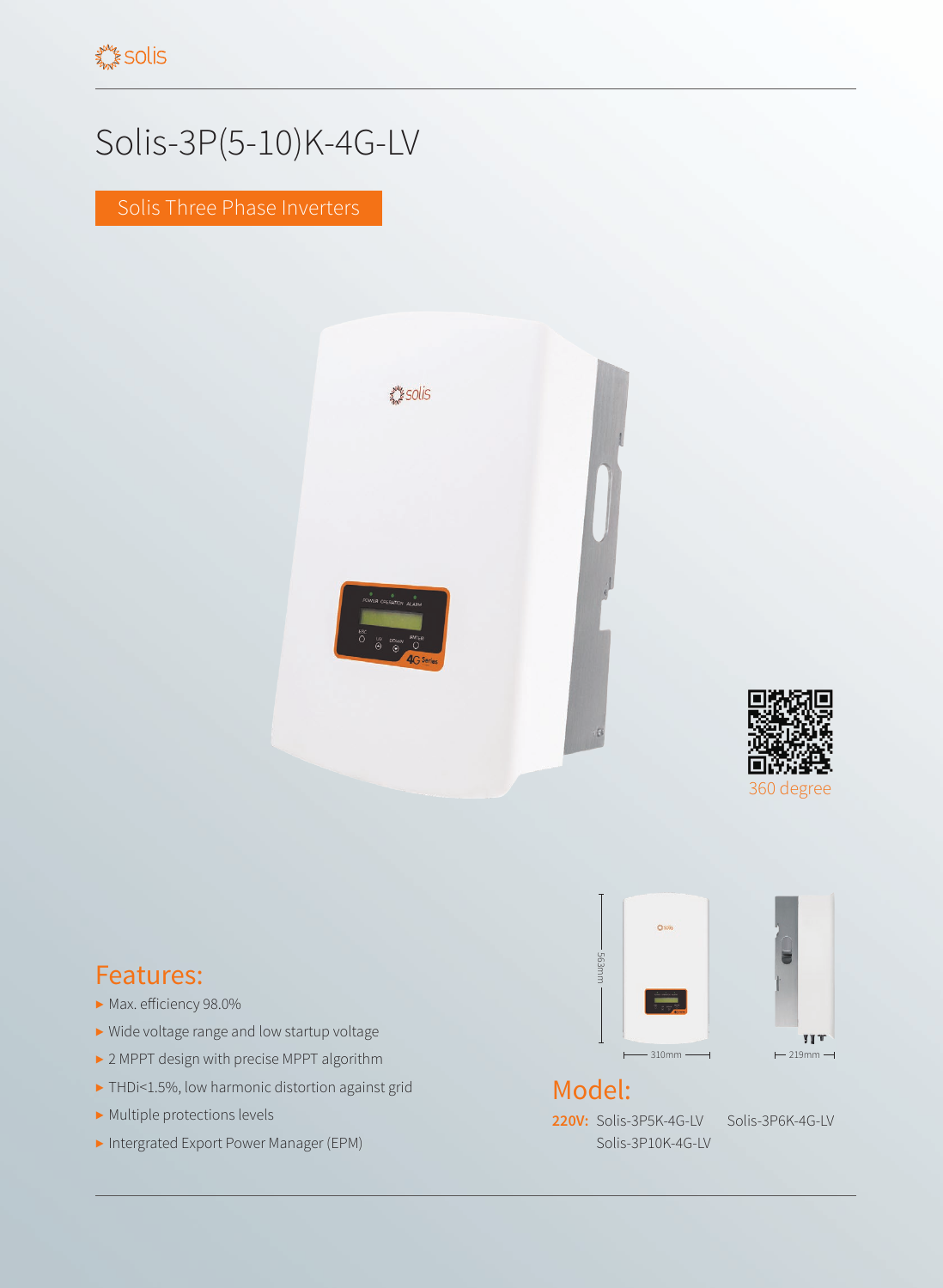# Solis-3P(5-10)K-4G-LV

Solis Three Phase Inverters

360 degree

563mm

310mm

219mm

## Features:

- Max. efficiency 98.0%
- Wide voltage range and low startup voltage
- 2 MPPT design with precise MPPT algorithm
- THDi<1.5%, low harmonic distortion against grid
- Multiple protections levels
- Intergrated Export Power Manager (EPM)

## Model:

**220V:** Solis-3P5K-4G-LV Solis-3P6K-4G-LV Solis-3P10K-4G-LV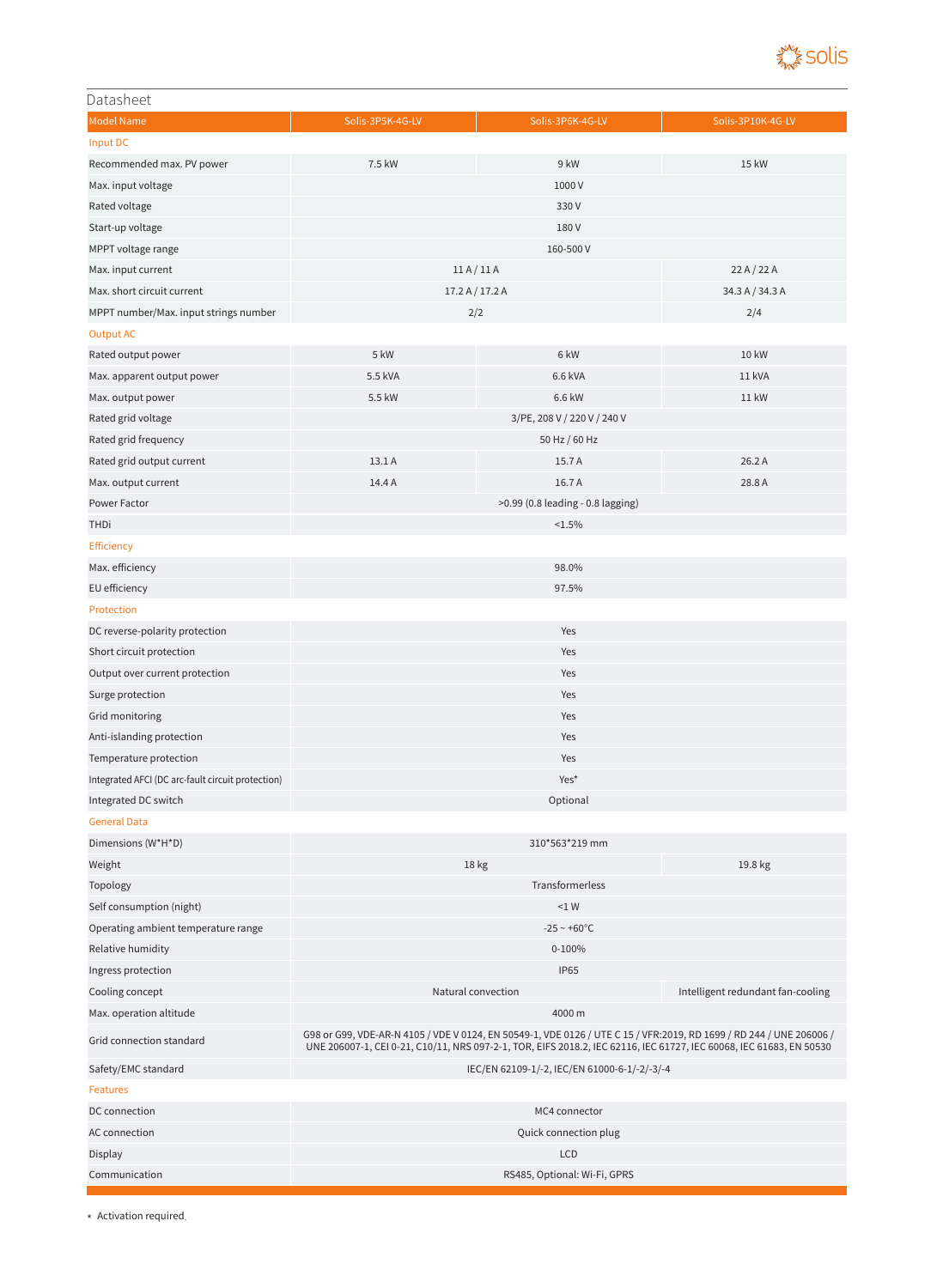Datasheet

| Model Name | Solis-3P5K-4G-LV | Solis-3P6K-4G-LV | Solis-3P10K-4G-LV |
|---|---|---|---|
| **Input DC** | | | |
| Recommended max. PV power | 7.5 kW | 9 kW | 15 kW |
| Max. input voltage | 1000 V | | |
| Rated voltage | 330 V | | |
| Start-up voltage | 180 V | | |
| MPPT voltage range | 160-500 V | | |
| Max. input current | 11 A / 11 A | | 22 A / 22 A |
| Max. short circuit current | 17.2 A / 17.2 A | | 34.3 A / 34.3 A |
| MPPT number/Max. input strings number | 2/2 | | 2/4 |
| **Output AC** | | | |
| Rated output power | 5 kW | 6 kW | 10 kW |
| Max. apparent output power | 5.5 kVA | 6.6 kVA | 11 kVA |
| Max. output power | 5.5 kW | 6.6 kW | 11 kW |
| Rated grid voltage | 3/PE, 208 V / 220 V / 240 V | | |
| Rated grid frequency | 50 Hz / 60 Hz | | |
| Rated grid output current | 13.1 A | 15.7 A | 26.2 A |
| Max. output current | 14.4 A | 16.7 A | 28.8 A |
| Power Factor | >0.99 (0.8 leading - 0.8 lagging) | | |
| THDi | <1.5% | | |
| **Efficiency** | | | |
| Max. efficiency | 98.0% | | |
| EU efficiency | 97.5% | | |
| **Protection** | | | |
| DC reverse-polarity protection | Yes | | |
| Short circuit protection | Yes | | |
| Output over current protection | Yes | | |
| Surge protection | Yes | | |
| Grid monitoring | Yes | | |
| Anti-islanding protection | Yes | | |
| Temperature protection | Yes | | |
| Integrated AFCI (DC arc-fault circuit protection) | Yes* | | |
| Integrated DC switch | Optional | | |
| **General Data** | | | |
| Dimensions (W*H*D) | 310*563*219 mm | | |
| Weight | 18 kg | | 19.8 kg |
| Topology | Transformerless | | |
| Self consumption (night) | <1 W | | |
| Operating ambient temperature range | -25 ~ +60°C | | |
| Relative humidity | 0-100% | | |
| Ingress protection | IP65 | | |
| Cooling concept | Natural convection | | Intelligent redundant fan-cooling |
| Max. operation altitude | 4000 m | | |
| Grid connection standard | G98 or G99, VDE-AR-N 4105 / VDE V 0124, EN 50549-1, VDE 0126 / UTE C 15 / VFR:2019, RD 1699 / RD 244 / UNE 206006 / UNE 206007-1, CEI 0-21, C10/11, NRS 097-2-1, TOR, EIFS 2018.2, IEC 62116, IEC 61727, IEC 60068, IEC 61683, EN 50530 | | |
| Safety/EMC standard | IEC/EN 62109-1/-2, IEC/EN 61000-6-1/-2/-3/-4 | | |
| **Features** | | | |
| DC connection | MC4 connector | | |
| AC connection | Quick connection plug | | |
| Display | LCD | | |
| Communication | RS485, Optional: Wi-Fi, GPRS | | |

* Activation required.